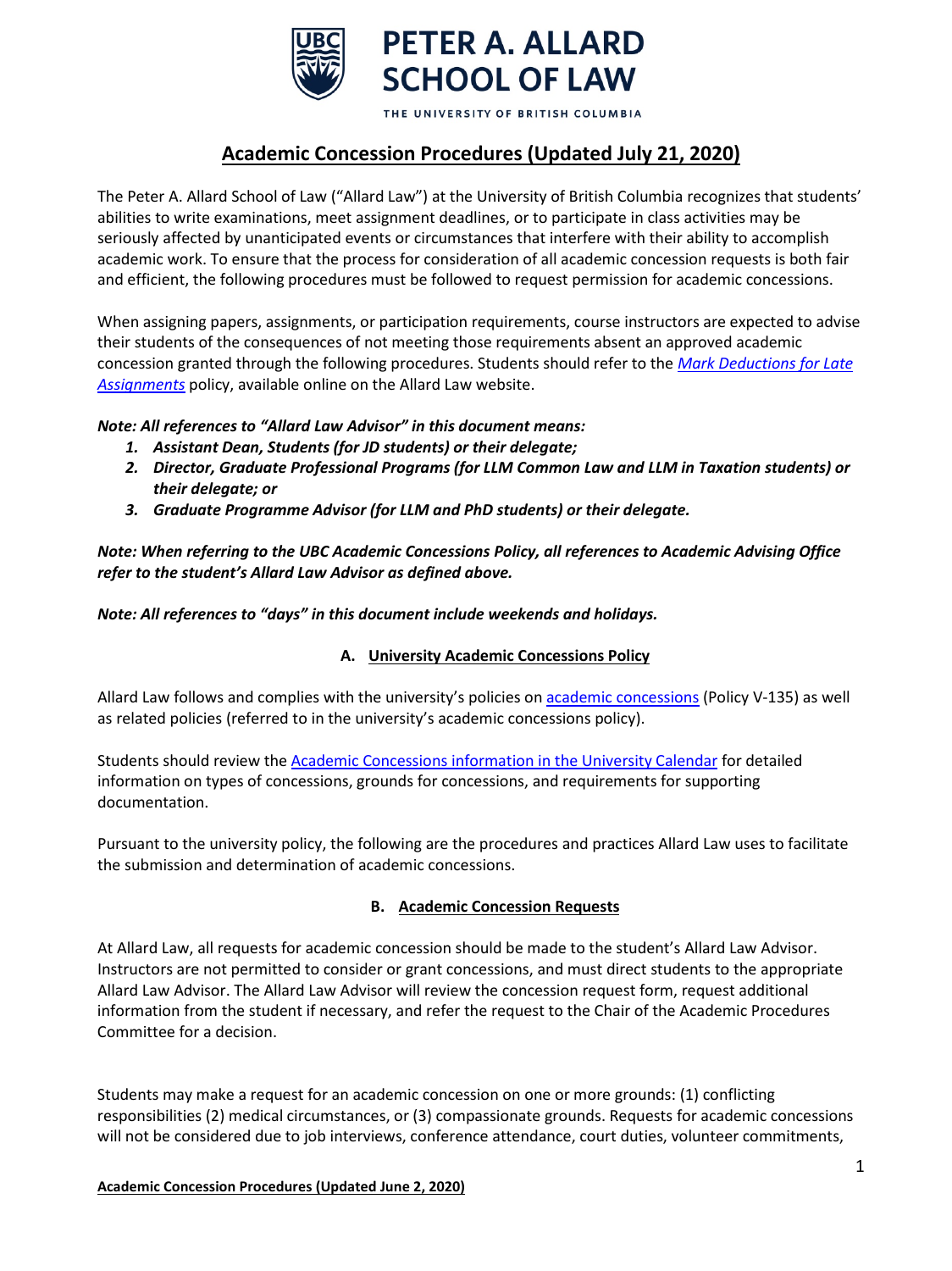PETER A. ALLARD SCHOOL OF LAW

THE UNIVERSITY OF BRITISH COLUMBIA

# Academic Concession Procedures (Updated July 21, 2020)

The Peter A. Allard School of Law ("Allard Law") at the University of British Columbia recognizes that students' abilities to write examinations, meet assignment deadlines, or to participate in class activities may be seriously affected by unanticipated events or circumstances that interfere with their ability to accomplish academic work. To ensure that the process for consideration of all academic concession requests is both fair and efficient, the following procedures must be followed to request permission for academic concessions.

When assigning papers, assignments, or participation requirements, course instructors are expected to advise their students of the consequences of not meeting those requirements absent an approved academic concession granted through the following procedures. Students should refer to the *Mark Deductions for Late Assignments* policy, available online on the Allard Law website.

***Note: All references to "Allard Law Advisor" in this document means:***

1. ***Assistant Dean, Students (for JD students) or their delegate;***
2. ***Director, Graduate Professional Programs (for LLM Common Law and LLM in Taxation students) or their delegate; or***
3. ***Graduate Programme Advisor (for LLM and PhD students) or their delegate.***

***Note: When referring to the UBC Academic Concessions Policy, all references to Academic Advising Office refer to the student's Allard Law Advisor as defined above.***

***Note: All references to "days" in this document include weekends and holidays.***

## A. University Academic Concessions Policy

Allard Law follows and complies with the university's policies on academic concessions (Policy V-135) as well as related policies (referred to in the university's academic concessions policy).

Students should review the Academic Concessions information in the University Calendar for detailed information on types of concessions, grounds for concessions, and requirements for supporting documentation.

Pursuant to the university policy, the following are the procedures and practices Allard Law uses to facilitate the submission and determination of academic concessions.

## B. Academic Concession Requests

At Allard Law, all requests for academic concession should be made to the student's Allard Law Advisor. Instructors are not permitted to consider or grant concessions, and must direct students to the appropriate Allard Law Advisor. The Allard Law Advisor will review the concession request form, request additional information from the student if necessary, and refer the request to the Chair of the Academic Procedures Committee for a decision.

Students may make a request for an academic concession on one or more grounds: (1) conflicting responsibilities (2) medical circumstances, or (3) compassionate grounds. Requests for academic concessions will not be considered due to job interviews, conference attendance, court duties, volunteer commitments,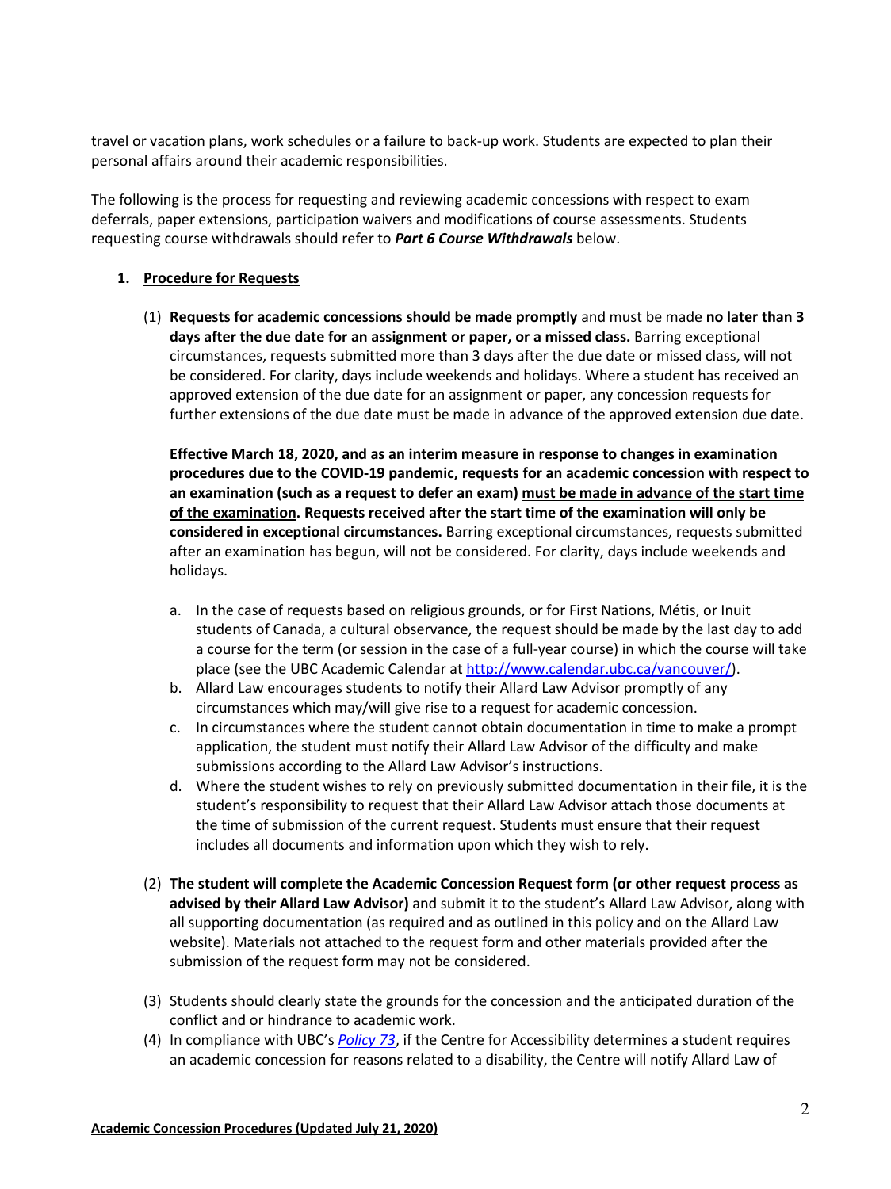travel or vacation plans, work schedules or a failure to back-up work. Students are expected to plan their personal affairs around their academic responsibilities.

The following is the process for requesting and reviewing academic concessions with respect to exam deferrals, paper extensions, participation waivers and modifications of course assessments. Students requesting course withdrawals should refer to ***Part 6 Course Withdrawals*** below.

1. **Procedure for Requests**

(1) **Requests for academic concessions should be made promptly** and must be made **no later than 3 days after the due date for an assignment or paper, or a missed class.** Barring exceptional circumstances, requests submitted more than 3 days after the due date or missed class, will not be considered. For clarity, days include weekends and holidays. Where a student has received an approved extension of the due date for an assignment or paper, any concession requests for further extensions of the due date must be made in advance of the approved extension due date.

**Effective March 18, 2020, and as an interim measure in response to changes in examination procedures due to the COVID-19 pandemic, requests for an academic concession with respect to an examination (such as a request to defer an exam) must be made in advance of the start time of the examination. Requests received after the start time of the examination will only be considered in exceptional circumstances.** Barring exceptional circumstances, requests submitted after an examination has begun, will not be considered. For clarity, days include weekends and holidays.

  a. In the case of requests based on religious grounds, or for First Nations, Métis, or Inuit students of Canada, a cultural observance, the request should be made by the last day to add a course for the term (or session in the case of a full-year course) in which the course will take place (see the UBC Academic Calendar at http://www.calendar.ubc.ca/vancouver/).
  b. Allard Law encourages students to notify their Allard Law Advisor promptly of any circumstances which may/will give rise to a request for academic concession.
  c. In circumstances where the student cannot obtain documentation in time to make a prompt application, the student must notify their Allard Law Advisor of the difficulty and make submissions according to the Allard Law Advisor's instructions.
  d. Where the student wishes to rely on previously submitted documentation in their file, it is the student's responsibility to request that their Allard Law Advisor attach those documents at the time of submission of the current request. Students must ensure that their request includes all documents and information upon which they wish to rely.

(2) **The student will complete the Academic Concession Request form (or other request process as advised by their Allard Law Advisor)** and submit it to the student's Allard Law Advisor, along with all supporting documentation (as required and as outlined in this policy and on the Allard Law website). Materials not attached to the request form and other materials provided after the submission of the request form may not be considered.

(3) Students should clearly state the grounds for the concession and the anticipated duration of the conflict and or hindrance to academic work.

(4) In compliance with UBC's *Policy 73*, if the Centre for Accessibility determines a student requires an academic concession for reasons related to a disability, the Centre will notify Allard Law of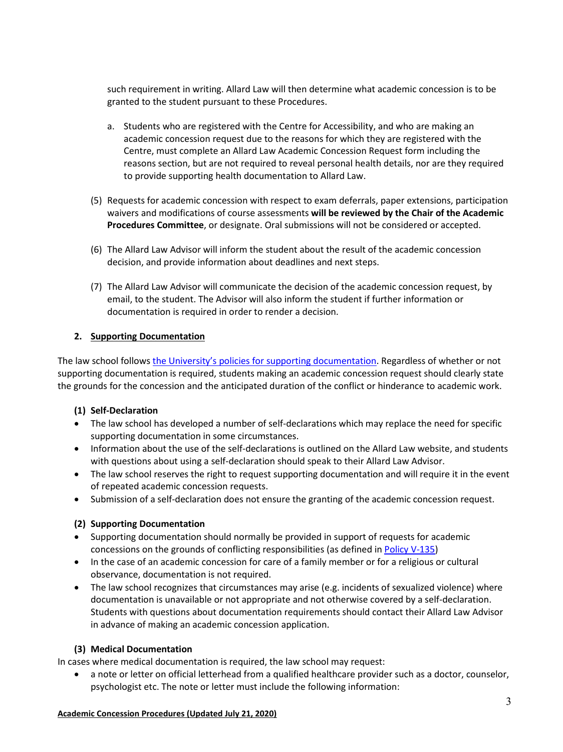such requirement in writing. Allard Law will then determine what academic concession is to be granted to the student pursuant to these Procedures.

a. Students who are registered with the Centre for Accessibility, and who are making an academic concession request due to the reasons for which they are registered with the Centre, must complete an Allard Law Academic Concession Request form including the reasons section, but are not required to reveal personal health details, nor are they required to provide supporting health documentation to Allard Law.

(5) Requests for academic concession with respect to exam deferrals, paper extensions, participation waivers and modifications of course assessments **will be reviewed by the Chair of the Academic Procedures Committee**, or designate. Oral submissions will not be considered or accepted.

(6) The Allard Law Advisor will inform the student about the result of the academic concession decision, and provide information about deadlines and next steps.

(7) The Allard Law Advisor will communicate the decision of the academic concession request, by email, to the student. The Advisor will also inform the student if further information or documentation is required in order to render a decision.

## 2. Supporting Documentation

The law school follows the University's policies for supporting documentation. Regardless of whether or not supporting documentation is required, students making an academic concession request should clearly state the grounds for the concession and the anticipated duration of the conflict or hinderance to academic work.

### (1) Self-Declaration

- The law school has developed a number of self-declarations which may replace the need for specific supporting documentation in some circumstances.
- Information about the use of the self-declarations is outlined on the Allard Law website, and students with questions about using a self-declaration should speak to their Allard Law Advisor.
- The law school reserves the right to request supporting documentation and will require it in the event of repeated academic concession requests.
- Submission of a self-declaration does not ensure the granting of the academic concession request.

### (2) Supporting Documentation

- Supporting documentation should normally be provided in support of requests for academic concessions on the grounds of conflicting responsibilities (as defined in Policy V-135)
- In the case of an academic concession for care of a family member or for a religious or cultural observance, documentation is not required.
- The law school recognizes that circumstances may arise (e.g. incidents of sexualized violence) where documentation is unavailable or not appropriate and not otherwise covered by a self-declaration. Students with questions about documentation requirements should contact their Allard Law Advisor in advance of making an academic concession application.

### (3) Medical Documentation

In cases where medical documentation is required, the law school may request:

- a note or letter on official letterhead from a qualified healthcare provider such as a doctor, counselor, psychologist etc. The note or letter must include the following information: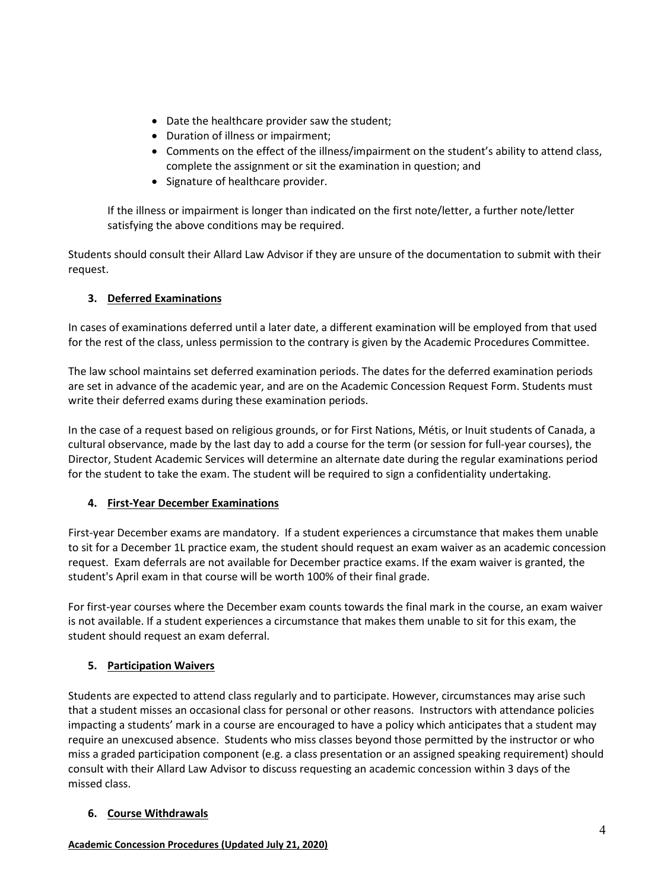- Date the healthcare provider saw the student;
- Duration of illness or impairment;
- Comments on the effect of the illness/impairment on the student's ability to attend class, complete the assignment or sit the examination in question; and
- Signature of healthcare provider.

If the illness or impairment is longer than indicated on the first note/letter, a further note/letter satisfying the above conditions may be required.

Students should consult their Allard Law Advisor if they are unsure of the documentation to submit with their request.

## 3. Deferred Examinations

In cases of examinations deferred until a later date, a different examination will be employed from that used for the rest of the class, unless permission to the contrary is given by the Academic Procedures Committee.

The law school maintains set deferred examination periods. The dates for the deferred examination periods are set in advance of the academic year, and are on the Academic Concession Request Form. Students must write their deferred exams during these examination periods.

In the case of a request based on religious grounds, or for First Nations, Métis, or Inuit students of Canada, a cultural observance, made by the last day to add a course for the term (or session for full-year courses), the Director, Student Academic Services will determine an alternate date during the regular examinations period for the student to take the exam. The student will be required to sign a confidentiality undertaking.

## 4. First-Year December Examinations

First-year December exams are mandatory. If a student experiences a circumstance that makes them unable to sit for a December 1L practice exam, the student should request an exam waiver as an academic concession request. Exam deferrals are not available for December practice exams. If the exam waiver is granted, the student's April exam in that course will be worth 100% of their final grade.

For first-year courses where the December exam counts towards the final mark in the course, an exam waiver is not available. If a student experiences a circumstance that makes them unable to sit for this exam, the student should request an exam deferral.

## 5. Participation Waivers

Students are expected to attend class regularly and to participate. However, circumstances may arise such that a student misses an occasional class for personal or other reasons. Instructors with attendance policies impacting a students' mark in a course are encouraged to have a policy which anticipates that a student may require an unexcused absence. Students who miss classes beyond those permitted by the instructor or who miss a graded participation component (e.g. a class presentation or an assigned speaking requirement) should consult with their Allard Law Advisor to discuss requesting an academic concession within 3 days of the missed class.

## 6. Course Withdrawals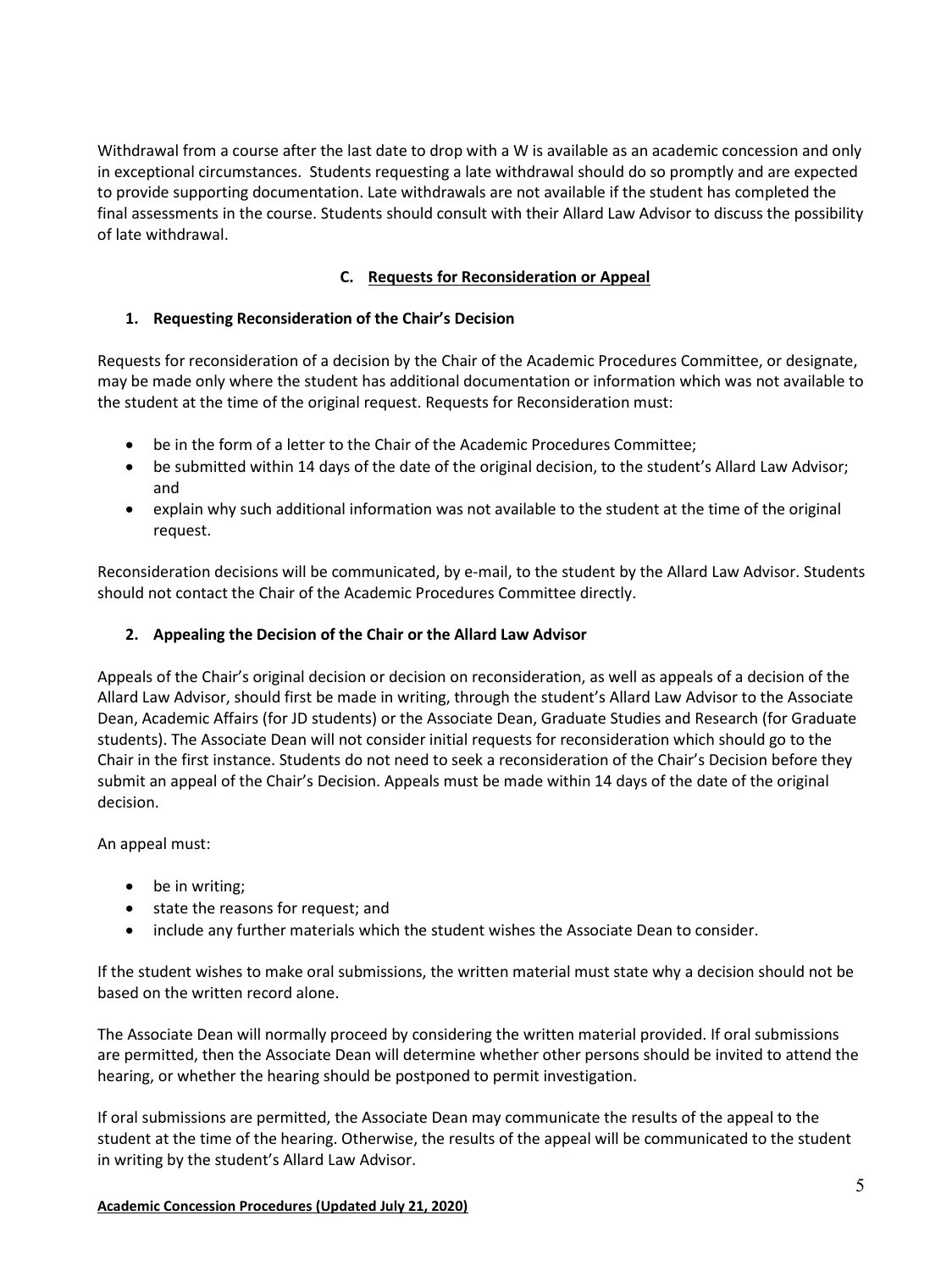Withdrawal from a course after the last date to drop with a W is available as an academic concession and only in exceptional circumstances. Students requesting a late withdrawal should do so promptly and are expected to provide supporting documentation. Late withdrawals are not available if the student has completed the final assessments in the course. Students should consult with their Allard Law Advisor to discuss the possibility of late withdrawal.

## C. Requests for Reconsideration or Appeal

### 1. Requesting Reconsideration of the Chair's Decision

Requests for reconsideration of a decision by the Chair of the Academic Procedures Committee, or designate, may be made only where the student has additional documentation or information which was not available to the student at the time of the original request. Requests for Reconsideration must:

- be in the form of a letter to the Chair of the Academic Procedures Committee;
- be submitted within 14 days of the date of the original decision, to the student's Allard Law Advisor; and
- explain why such additional information was not available to the student at the time of the original request.

Reconsideration decisions will be communicated, by e-mail, to the student by the Allard Law Advisor. Students should not contact the Chair of the Academic Procedures Committee directly.

### 2. Appealing the Decision of the Chair or the Allard Law Advisor

Appeals of the Chair's original decision or decision on reconsideration, as well as appeals of a decision of the Allard Law Advisor, should first be made in writing, through the student's Allard Law Advisor to the Associate Dean, Academic Affairs (for JD students) or the Associate Dean, Graduate Studies and Research (for Graduate students). The Associate Dean will not consider initial requests for reconsideration which should go to the Chair in the first instance. Students do not need to seek a reconsideration of the Chair's Decision before they submit an appeal of the Chair's Decision. Appeals must be made within 14 days of the date of the original decision.

An appeal must:

- be in writing;
- state the reasons for request; and
- include any further materials which the student wishes the Associate Dean to consider.

If the student wishes to make oral submissions, the written material must state why a decision should not be based on the written record alone.

The Associate Dean will normally proceed by considering the written material provided. If oral submissions are permitted, then the Associate Dean will determine whether other persons should be invited to attend the hearing, or whether the hearing should be postponed to permit investigation.

If oral submissions are permitted, the Associate Dean may communicate the results of the appeal to the student at the time of the hearing. Otherwise, the results of the appeal will be communicated to the student in writing by the student's Allard Law Advisor.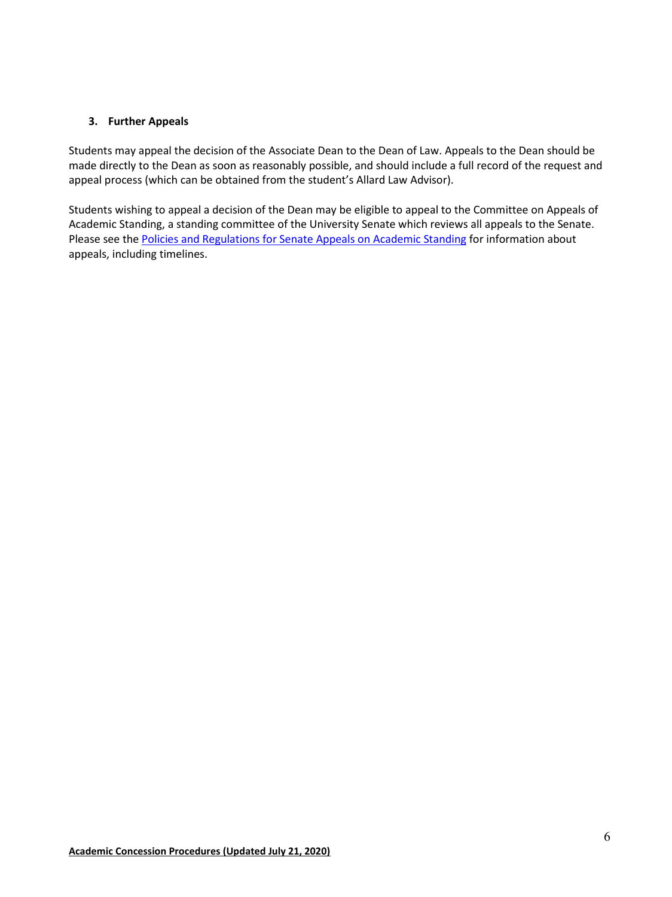### 3. Further Appeals

Students may appeal the decision of the Associate Dean to the Dean of Law. Appeals to the Dean should be made directly to the Dean as soon as reasonably possible, and should include a full record of the request and appeal process (which can be obtained from the student's Allard Law Advisor).

Students wishing to appeal a decision of the Dean may be eligible to appeal to the Committee on Appeals of Academic Standing, a standing committee of the University Senate which reviews all appeals to the Senate. Please see the Policies and Regulations for Senate Appeals on Academic Standing for information about appeals, including timelines.